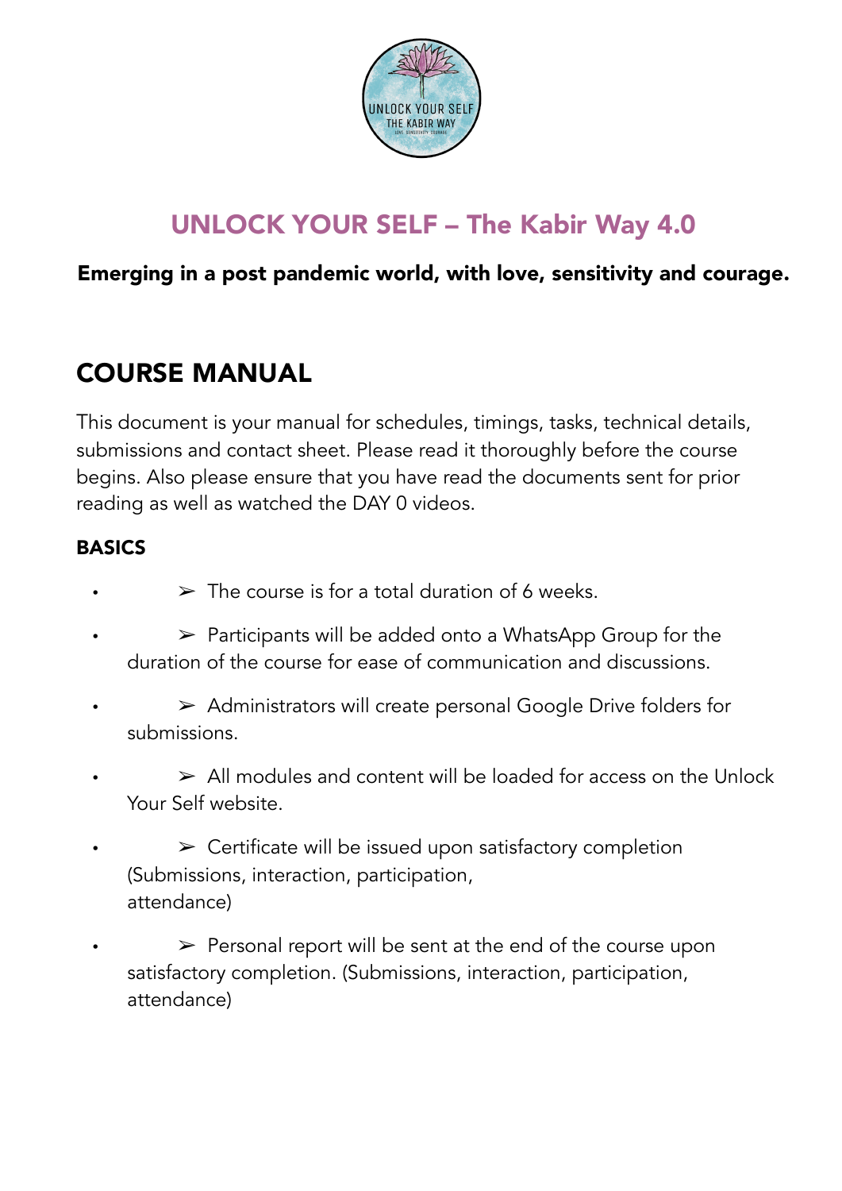# UNLOCK YOUR SELF – The Kabir Way 4.0

**Emerging in a post pandemic world, with love, sensitivity and courage.**

## COURSE MANUAL

This document is your manual for schedules, timings, tasks, technical details, submissions and contact sheet. Please read it thoroughly before the course begins. Also please ensure that you have read the documents sent for prior reading as well as watched the DAY 0 videos.

### BASICS

- ➢ The course is for a total duration of 6 weeks.
- ➢ Participants will be added onto a WhatsApp Group for the duration of the course for ease of communication and discussions.
- ➢ Administrators will create personal Google Drive folders for submissions.
- ➢ All modules and content will be loaded for access on the Unlock Your Self website.
- ➢ Certificate will be issued upon satisfactory completion (Submissions, interaction, participation, attendance)
- ➢ Personal report will be sent at the end of the course upon satisfactory completion. (Submissions, interaction, participation, attendance)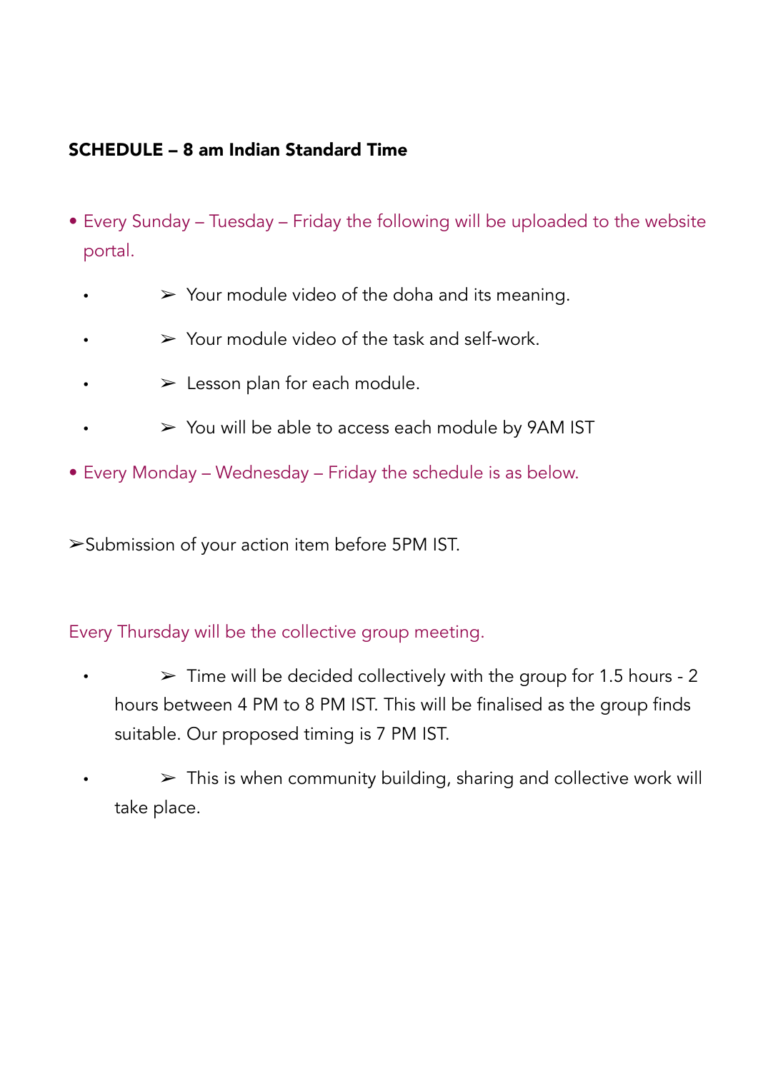**SCHEDULE – 8 am Indian Standard Time**

- Every Sunday – Tuesday – Friday the following will be uploaded to the website portal.
  - ➢ Your module video of the doha and its meaning.
  - ➢ Your module video of the task and self-work.
  - ➢ Lesson plan for each module.
  - ➢ You will be able to access each module by 9AM IST
- Every Monday – Wednesday – Friday the schedule is as below.

➢Submission of your action item before 5PM IST.

Every Thursday will be the collective group meeting.

- ➢ Time will be decided collectively with the group for 1.5 hours - 2 hours between 4 PM to 8 PM IST. This will be finalised as the group finds suitable. Our proposed timing is 7 PM IST.
- ➢ This is when community building, sharing and collective work will take place.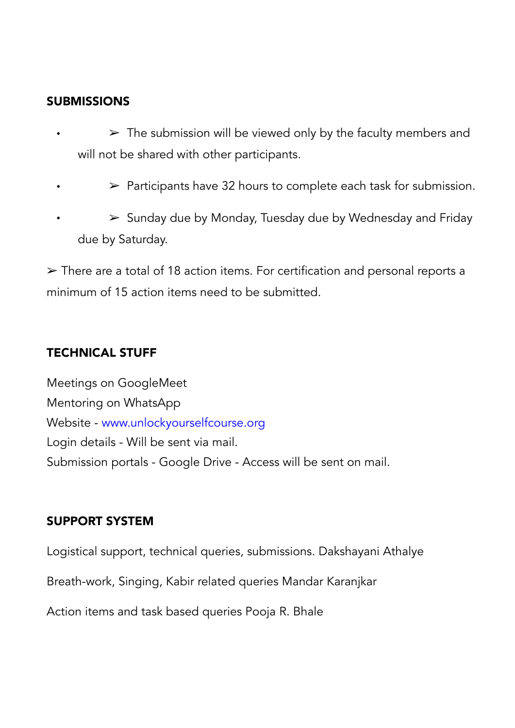## SUBMISSIONS

- ➢ The submission will be viewed only by the faculty members and will not be shared with other participants.
- ➢ Participants have 32 hours to complete each task for submission.
- ➢ Sunday due by Monday, Tuesday due by Wednesday and Friday due by Saturday.

➢ There are a total of 18 action items. For certification and personal reports a minimum of 15 action items need to be submitted.

## TECHNICAL STUFF

Meetings on GoogleMeet
Mentoring on WhatsApp
Website - www.unlockyourselfcourse.org
Login details - Will be sent via mail.
Submission portals - Google Drive - Access will be sent on mail.

## SUPPORT SYSTEM

Logistical support, technical queries, submissions. Dakshayani Athalye

Breath-work, Singing, Kabir related queries Mandar Karanjkar

Action items and task based queries Pooja R. Bhale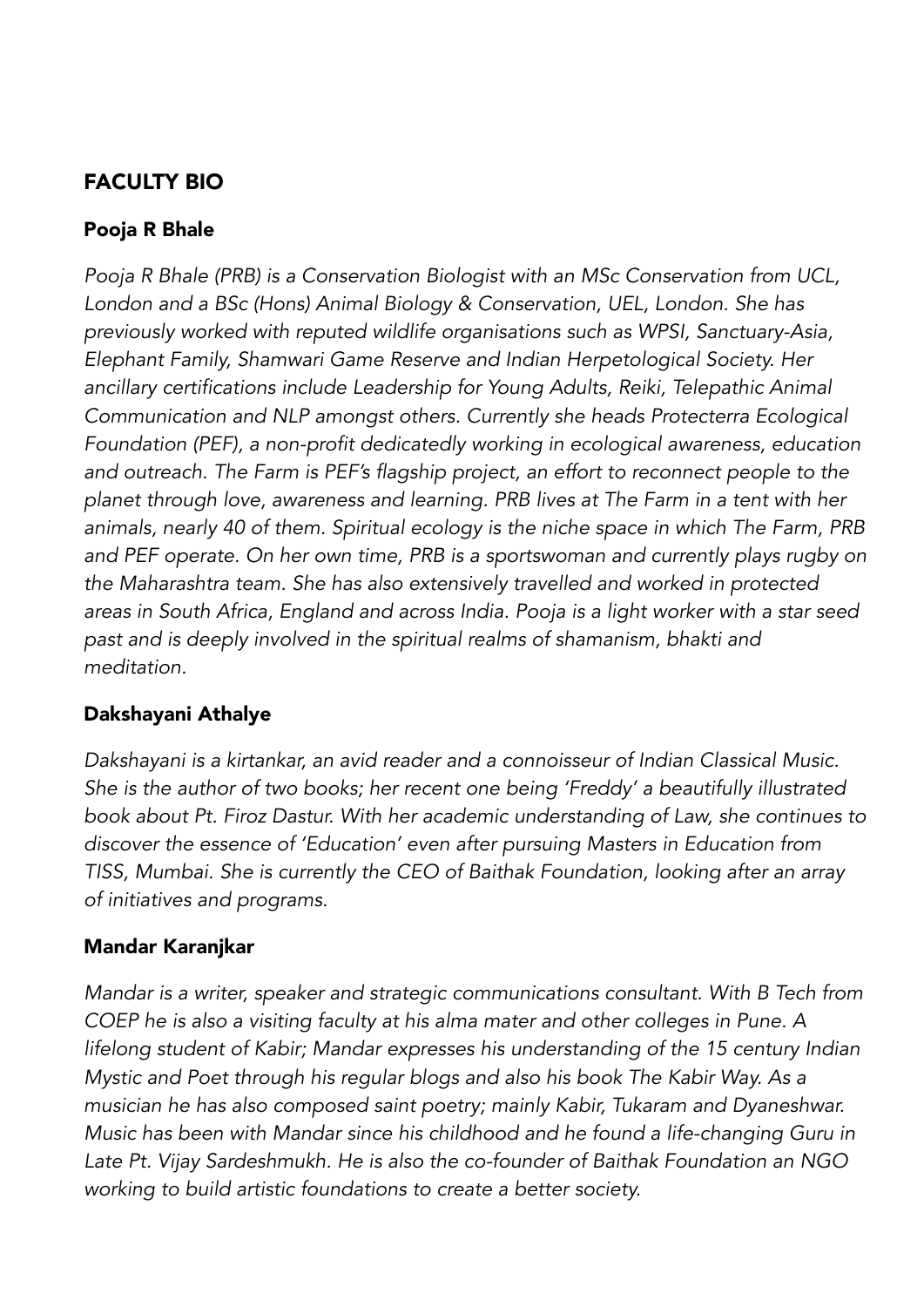## FACULTY BIO

### Pooja R Bhale

*Pooja R Bhale (PRB) is a Conservation Biologist with an MSc Conservation from UCL, London and a BSc (Hons) Animal Biology & Conservation, UEL, London. She has previously worked with reputed wildlife organisations such as WPSI, Sanctuary-Asia, Elephant Family, Shamwari Game Reserve and Indian Herpetological Society. Her ancillary certifications include Leadership for Young Adults, Reiki, Telepathic Animal Communication and NLP amongst others. Currently she heads Protecterra Ecological Foundation (PEF), a non-profit dedicatedly working in ecological awareness, education and outreach. The Farm is PEF's flagship project, an effort to reconnect people to the planet through love, awareness and learning. PRB lives at The Farm in a tent with her animals, nearly 40 of them. Spiritual ecology is the niche space in which The Farm, PRB and PEF operate. On her own time, PRB is a sportswoman and currently plays rugby on the Maharashtra team. She has also extensively travelled and worked in protected areas in South Africa, England and across India. Pooja is a light worker with a star seed past and is deeply involved in the spiritual realms of shamanism, bhakti and meditation.*

### Dakshayani Athalye

*Dakshayani is a kirtankar, an avid reader and a connoisseur of Indian Classical Music. She is the author of two books; her recent one being 'Freddy' a beautifully illustrated book about Pt. Firoz Dastur. With her academic understanding of Law, she continues to discover the essence of 'Education' even after pursuing Masters in Education from TISS, Mumbai. She is currently the CEO of Baithak Foundation, looking after an array of initiatives and programs.*

### Mandar Karanjkar

*Mandar is a writer, speaker and strategic communications consultant. With B Tech from COEP he is also a visiting faculty at his alma mater and other colleges in Pune. A lifelong student of Kabir; Mandar expresses his understanding of the 15 century Indian Mystic and Poet through his regular blogs and also his book The Kabir Way. As a musician he has also composed saint poetry; mainly Kabir, Tukaram and Dyaneshwar. Music has been with Mandar since his childhood and he found a life-changing Guru in Late Pt. Vijay Sardeshmukh. He is also the co-founder of Baithak Foundation an NGO working to build artistic foundations to create a better society.*